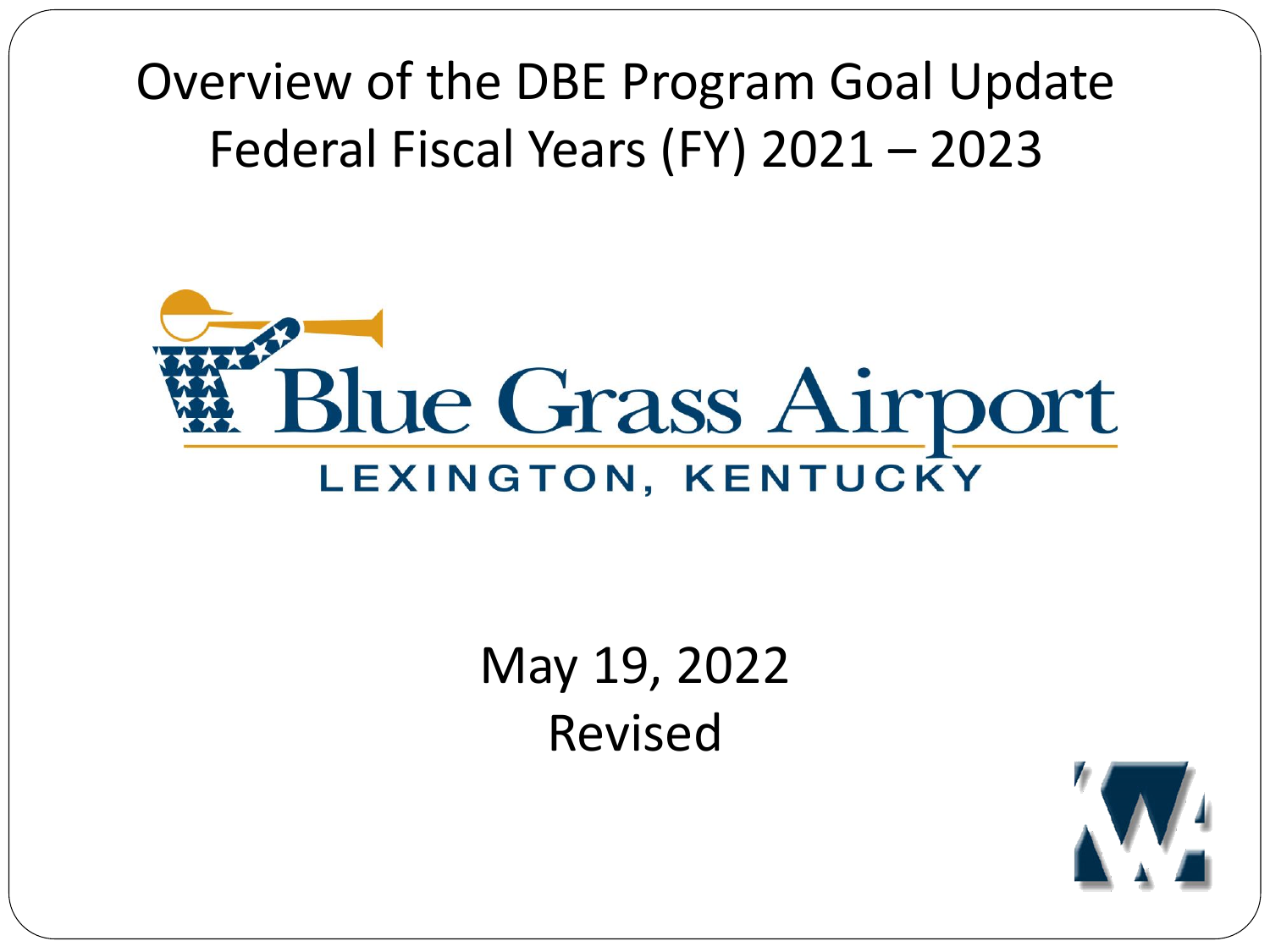# Overview of the DBE Program Goal Update Federal Fiscal Years (FY) 2021 – 2023

Blue Grass Airport

LEXINGTON, KENTUCKY

May 19, 2022

Revised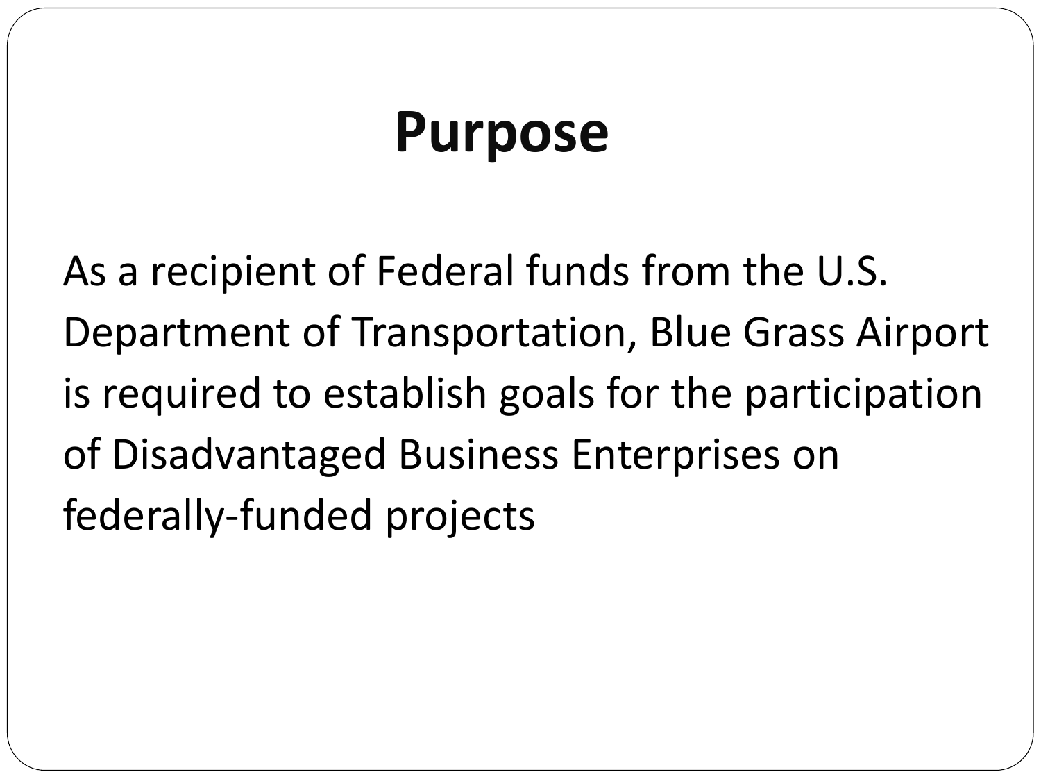# Purpose

As a recipient of Federal funds from the U.S. Department of Transportation, Blue Grass Airport is required to establish goals for the participation of Disadvantaged Business Enterprises on federally-funded projects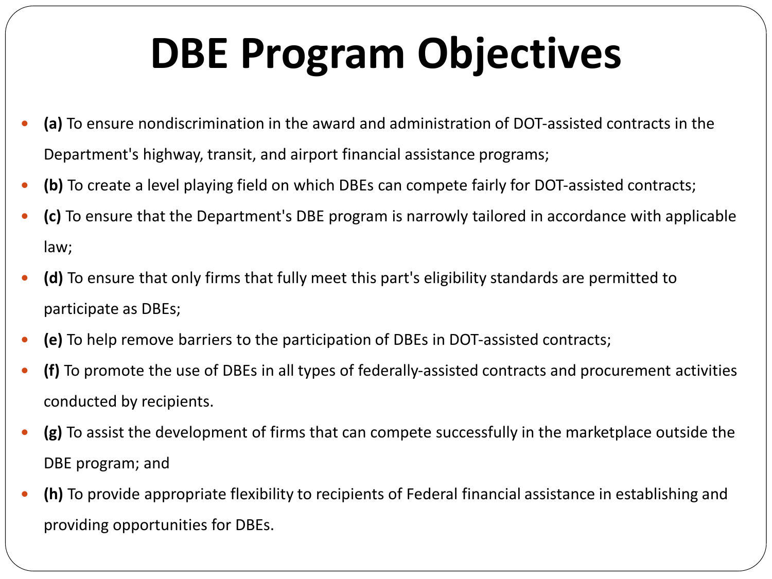# DBE Program Objectives

- **(a)** To ensure nondiscrimination in the award and administration of DOT-assisted contracts in the Department's highway, transit, and airport financial assistance programs;
- **(b)** To create a level playing field on which DBEs can compete fairly for DOT-assisted contracts;
- **(c)** To ensure that the Department's DBE program is narrowly tailored in accordance with applicable law;
- **(d)** To ensure that only firms that fully meet this part's eligibility standards are permitted to participate as DBEs;
- **(e)** To help remove barriers to the participation of DBEs in DOT-assisted contracts;
- **(f)** To promote the use of DBEs in all types of federally-assisted contracts and procurement activities conducted by recipients.
- **(g)** To assist the development of firms that can compete successfully in the marketplace outside the DBE program; and
- **(h)** To provide appropriate flexibility to recipients of Federal financial assistance in establishing and providing opportunities for DBEs.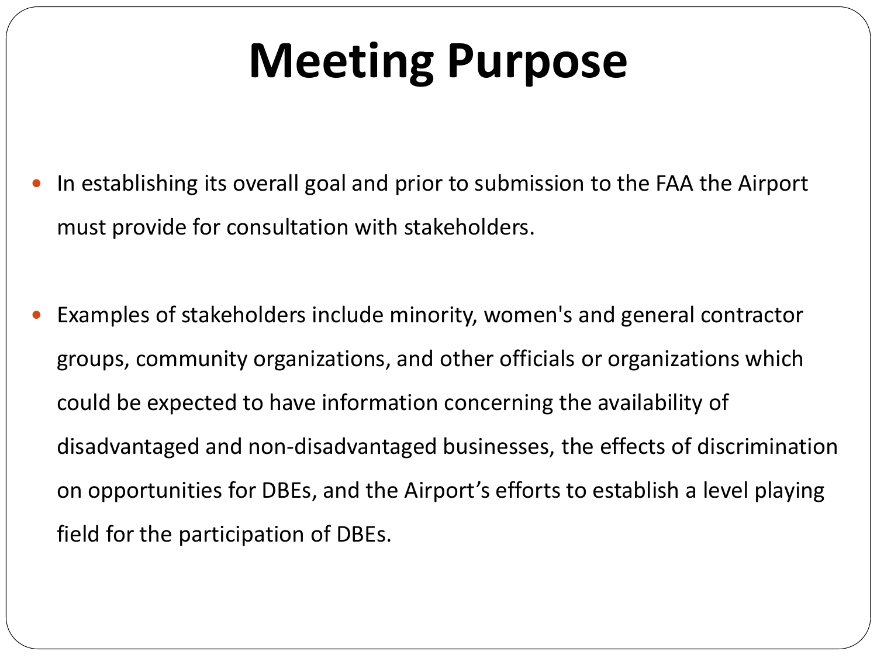# Meeting Purpose

- In establishing its overall goal and prior to submission to the FAA the Airport must provide for consultation with stakeholders.

- Examples of stakeholders include minority, women's and general contractor groups, community organizations, and other officials or organizations which could be expected to have information concerning the availability of disadvantaged and non-disadvantaged businesses, the effects of discrimination on opportunities for DBEs, and the Airport's efforts to establish a level playing field for the participation of DBEs.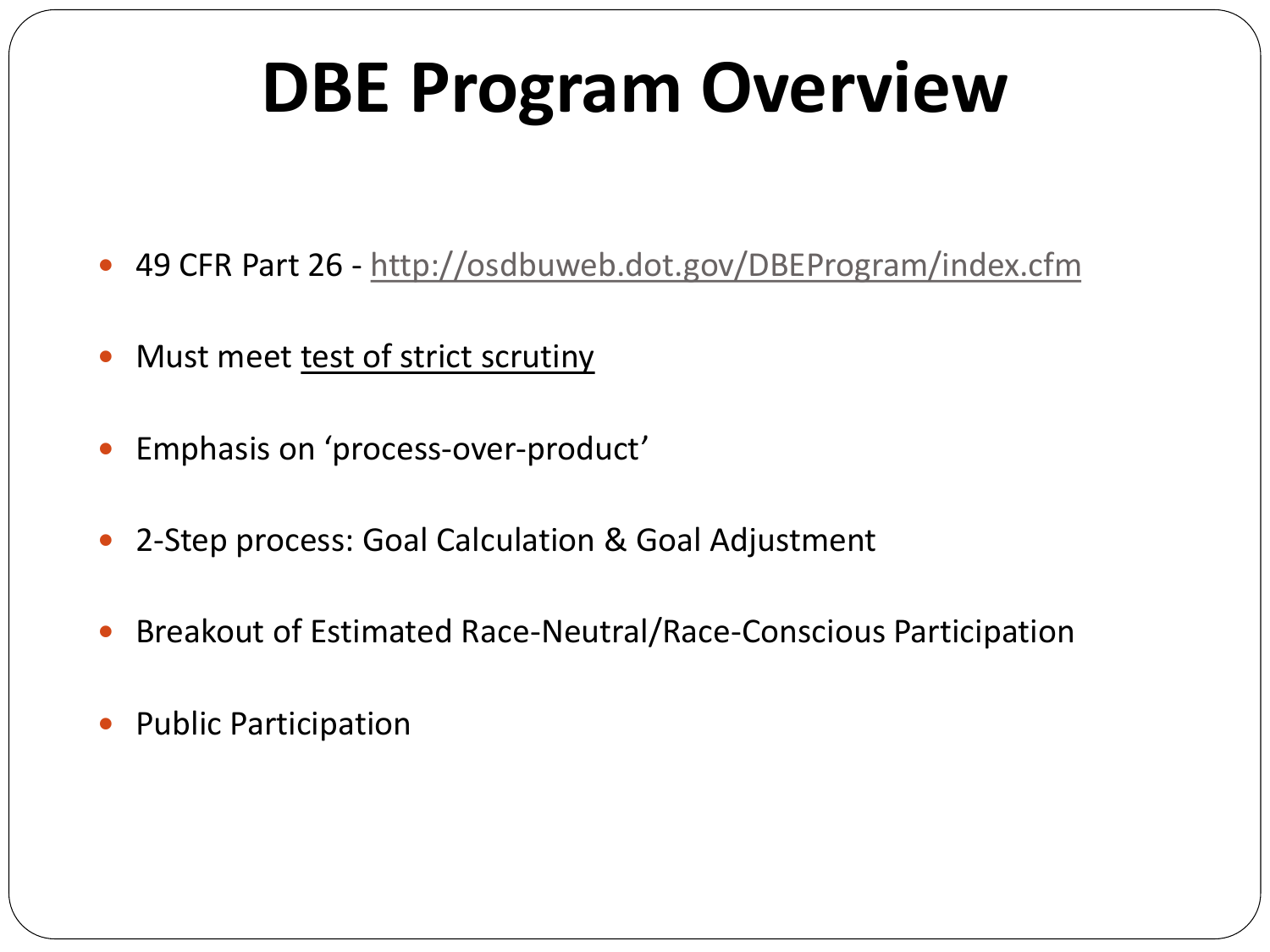# DBE Program Overview

- 49 CFR Part 26 - http://osdbuweb.dot.gov/DBEProgram/index.cfm
- Must meet test of strict scrutiny
- Emphasis on 'process-over-product'
- 2-Step process: Goal Calculation & Goal Adjustment
- Breakout of Estimated Race-Neutral/Race-Conscious Participation
- Public Participation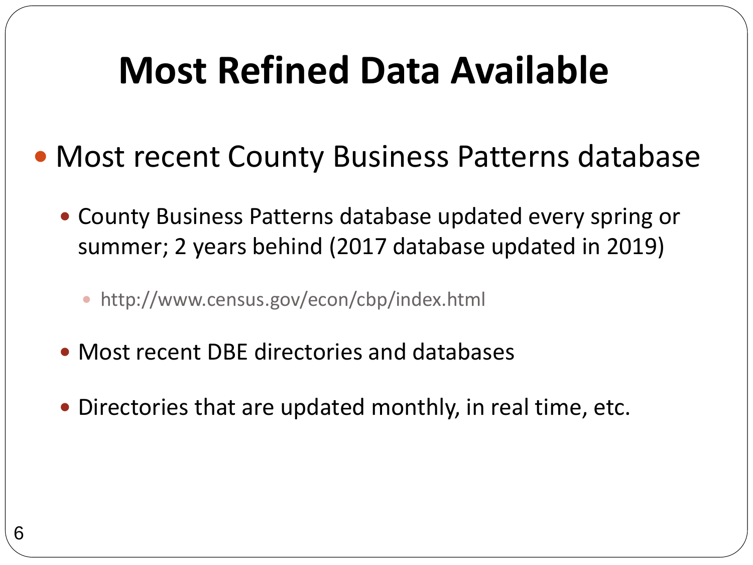# Most Refined Data Available

- Most recent County Business Patterns database
  - County Business Patterns database updated every spring or summer; 2 years behind (2017 database updated in 2019)
    - http://www.census.gov/econ/cbp/index.html
  - Most recent DBE directories and databases
  - Directories that are updated monthly, in real time, etc.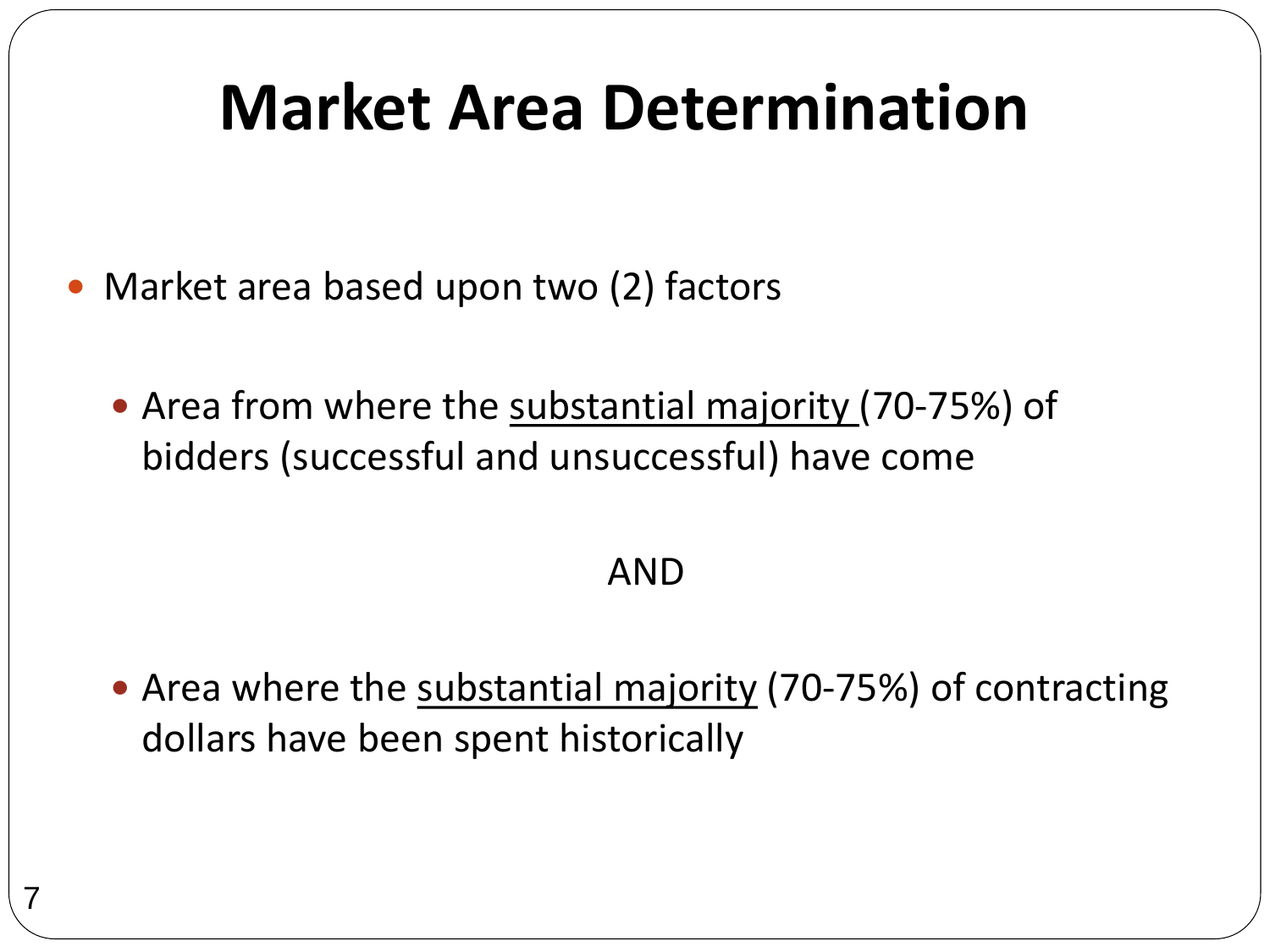# Market Area Determination

- Market area based upon two (2) factors
  - Area from where the <u>substantial majority</u> (70-75%) of bidders (successful and unsuccessful) have come

AND

  - Area where the <u>substantial majority</u> (70-75%) of contracting dollars have been spent historically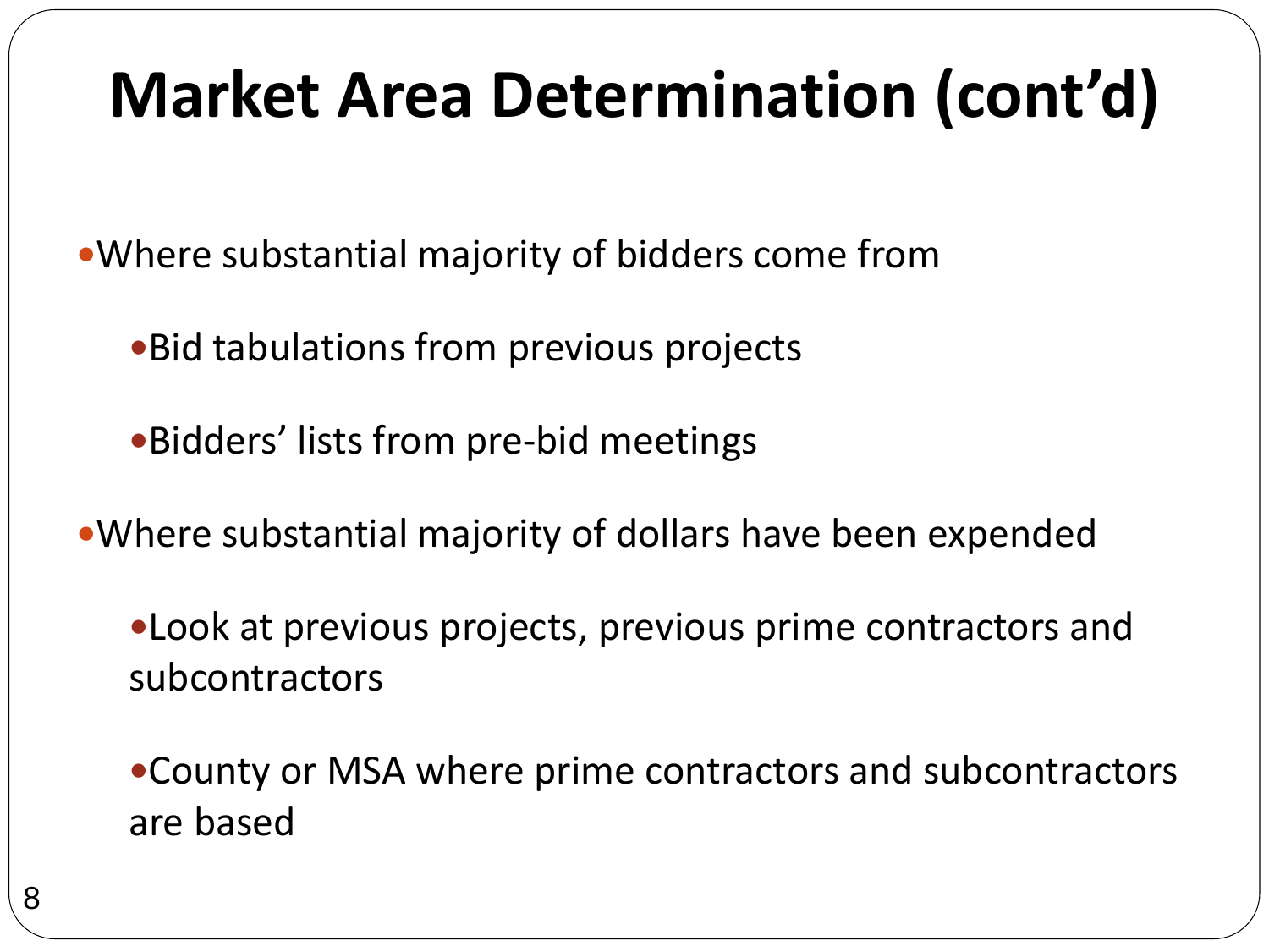# Market Area Determination (cont'd)

- Where substantial majority of bidders come from
  - Bid tabulations from previous projects
  - Bidders' lists from pre-bid meetings
- Where substantial majority of dollars have been expended
  - Look at previous projects, previous prime contractors and subcontractors
  - County or MSA where prime contractors and subcontractors are based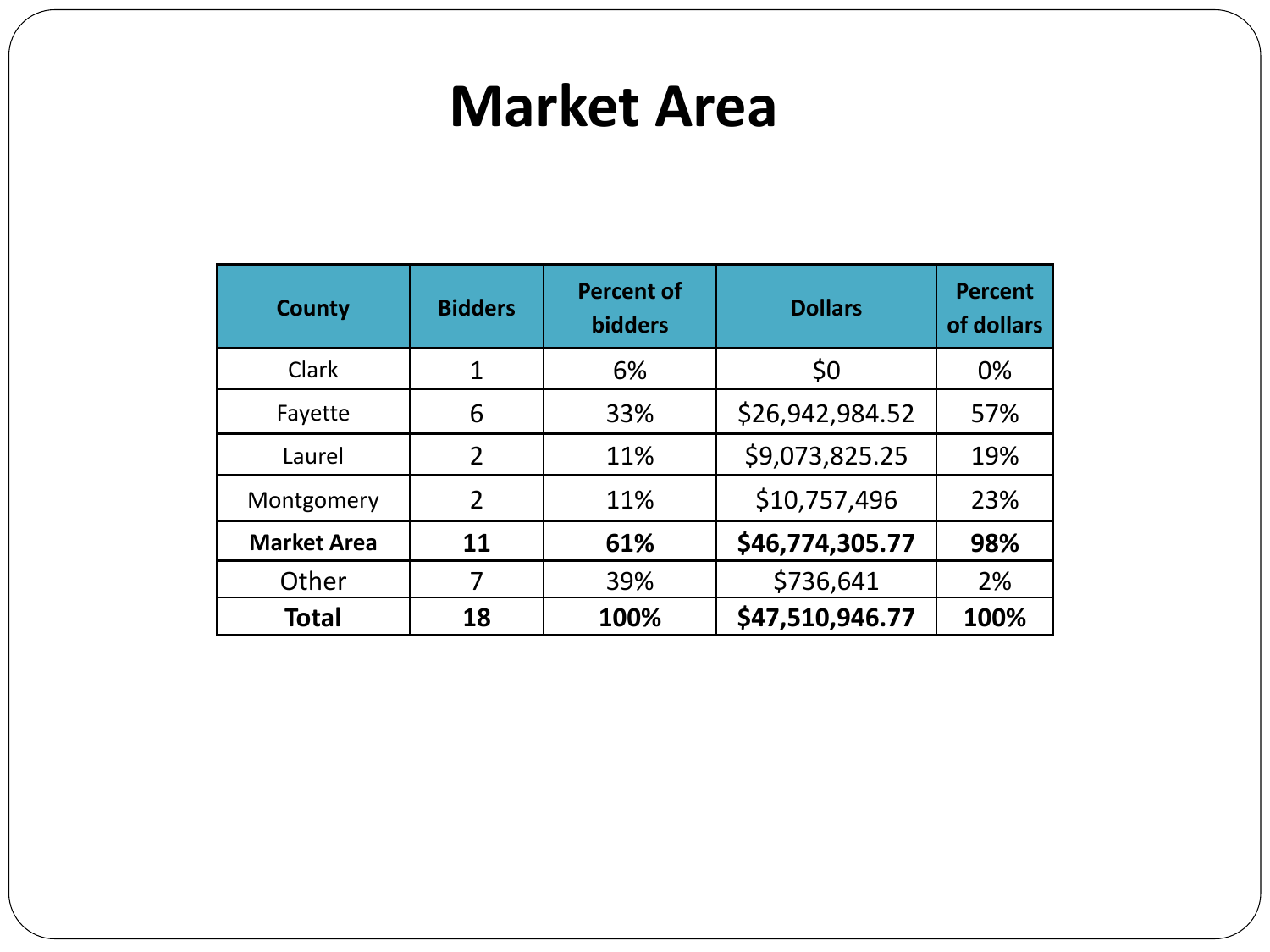# Market Area

| County | Bidders | Percent of bidders | Dollars | Percent of dollars |
|---|---|---|---|---|
| Clark | 1 | 6% | $0 | 0% |
| Fayette | 6 | 33% | $26,942,984.52 | 57% |
| Laurel | 2 | 11% | $9,073,825.25 | 19% |
| Montgomery | 2 | 11% | $10,757,496 | 23% |
| **Market Area** | **11** | **61%** | **$46,774,305.77** | **98%** |
| Other | 7 | 39% | $736,641 | 2% |
| **Total** | **18** | **100%** | **$47,510,946.77** | **100%** |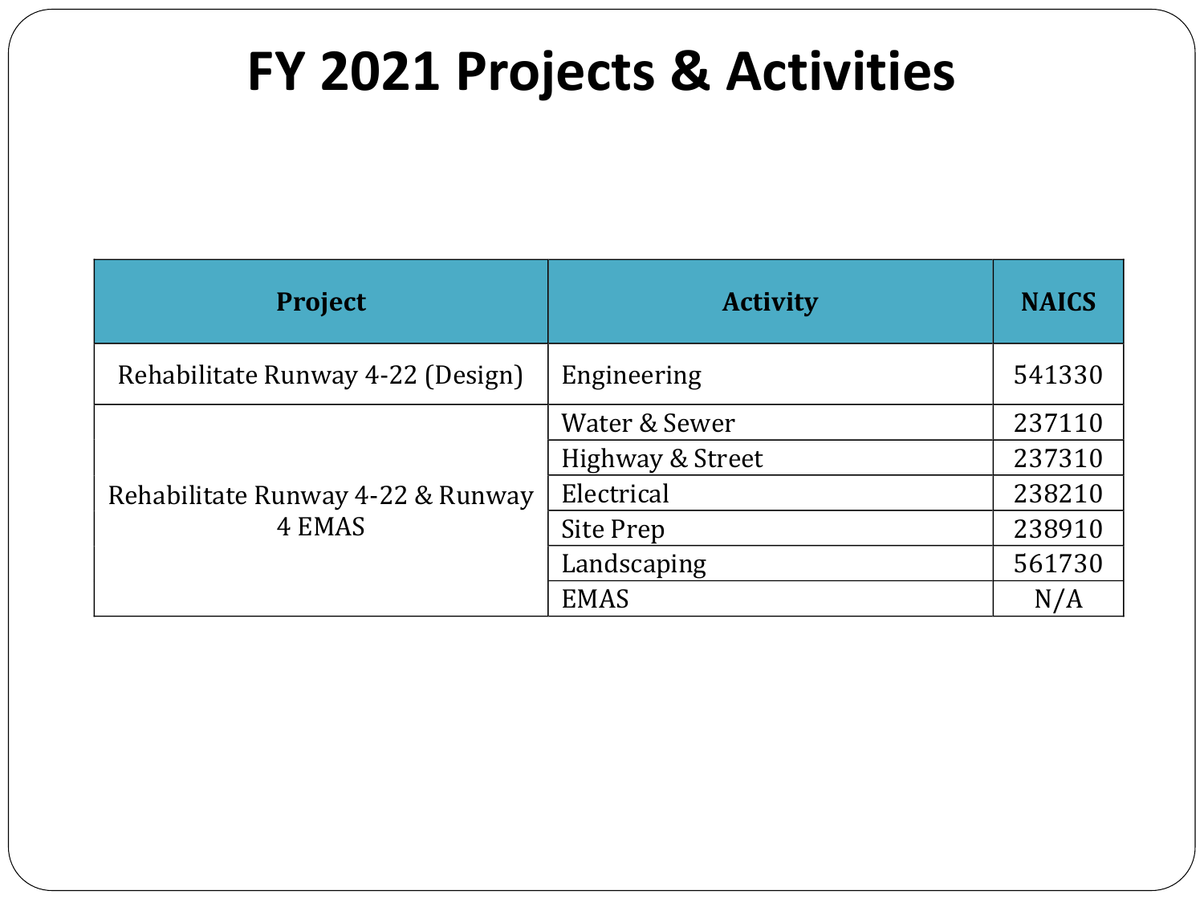# FY 2021 Projects & Activities

| Project | Activity | NAICS |
|---|---|---|
| Rehabilitate Runway 4-22 (Design) | Engineering | 541330 |
| Rehabilitate Runway 4-22 & Runway 4 EMAS | Water & Sewer | 237110 |
| | Highway & Street | 237310 |
| | Electrical | 238210 |
| | Site Prep | 238910 |
| | Landscaping | 561730 |
| | EMAS | N/A |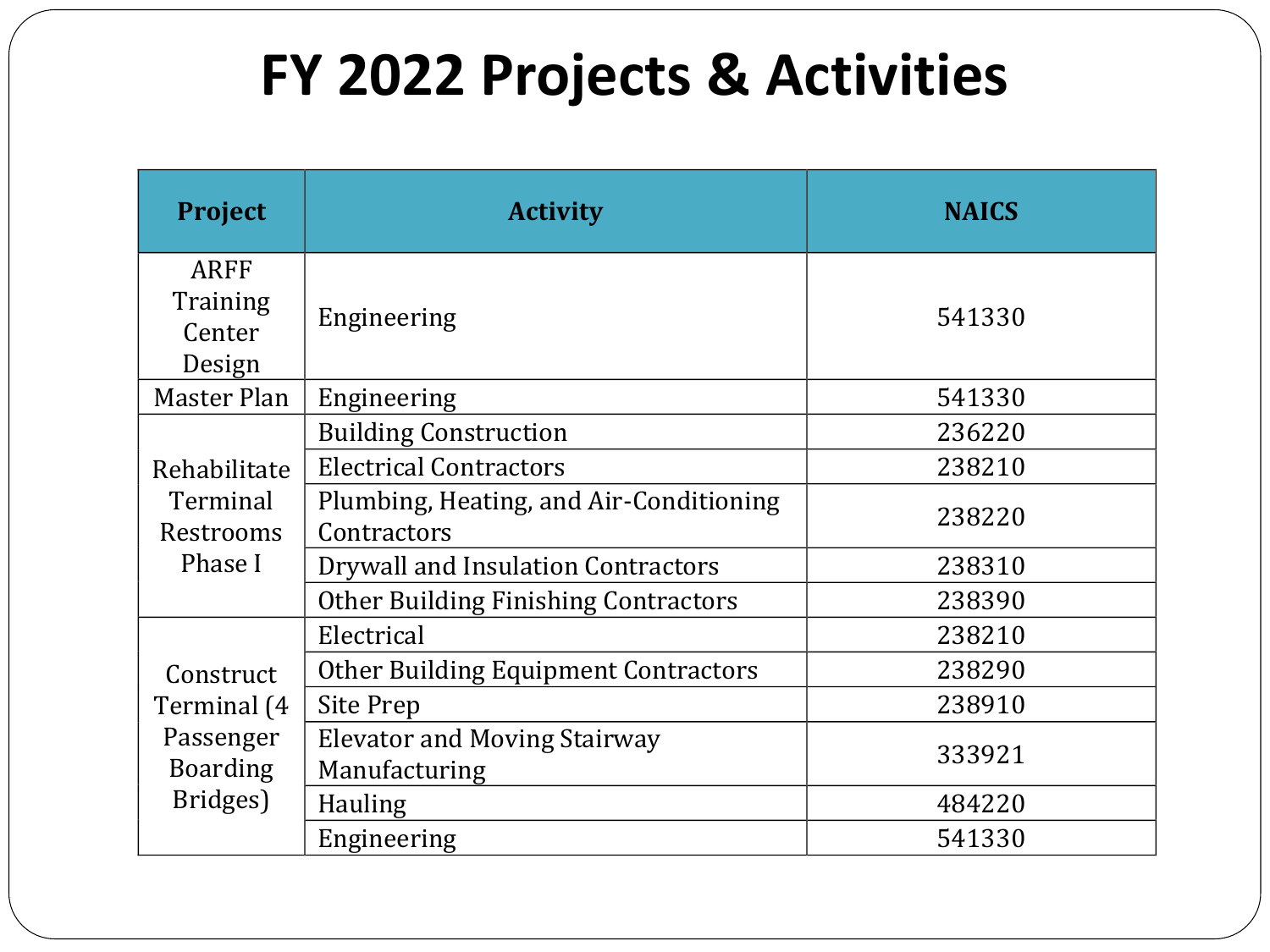# FY 2022 Projects & Activities

| Project | Activity | NAICS |
| --- | --- | --- |
| ARFF Training Center Design | Engineering | 541330 |
| Master Plan | Engineering | 541330 |
| Rehabilitate Terminal Restrooms Phase I | Building Construction | 236220 |
| | Electrical Contractors | 238210 |
| | Plumbing, Heating, and Air-Conditioning Contractors | 238220 |
| | Drywall and Insulation Contractors | 238310 |
| | Other Building Finishing Contractors | 238390 |
| Construct Terminal (4 Passenger Boarding Bridges) | Electrical | 238210 |
| | Other Building Equipment Contractors | 238290 |
| | Site Prep | 238910 |
| | Elevator and Moving Stairway Manufacturing | 333921 |
| | Hauling | 484220 |
| | Engineering | 541330 |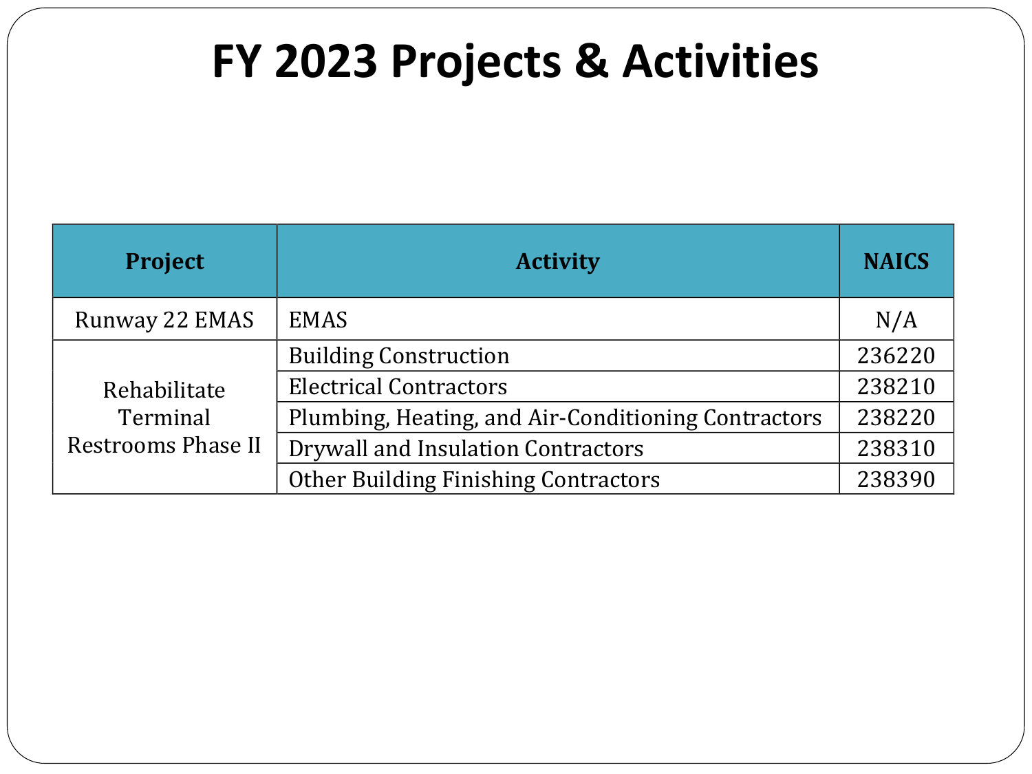# FY 2023 Projects & Activities

| Project | Activity | NAICS |
| --- | --- | --- |
| Runway 22 EMAS | EMAS | N/A |
| Rehabilitate Terminal Restrooms Phase II | Building Construction | 236220 |
| | Electrical Contractors | 238210 |
| | Plumbing, Heating, and Air-Conditioning Contractors | 238220 |
| | Drywall and Insulation Contractors | 238310 |
| | Other Building Finishing Contractors | 238390 |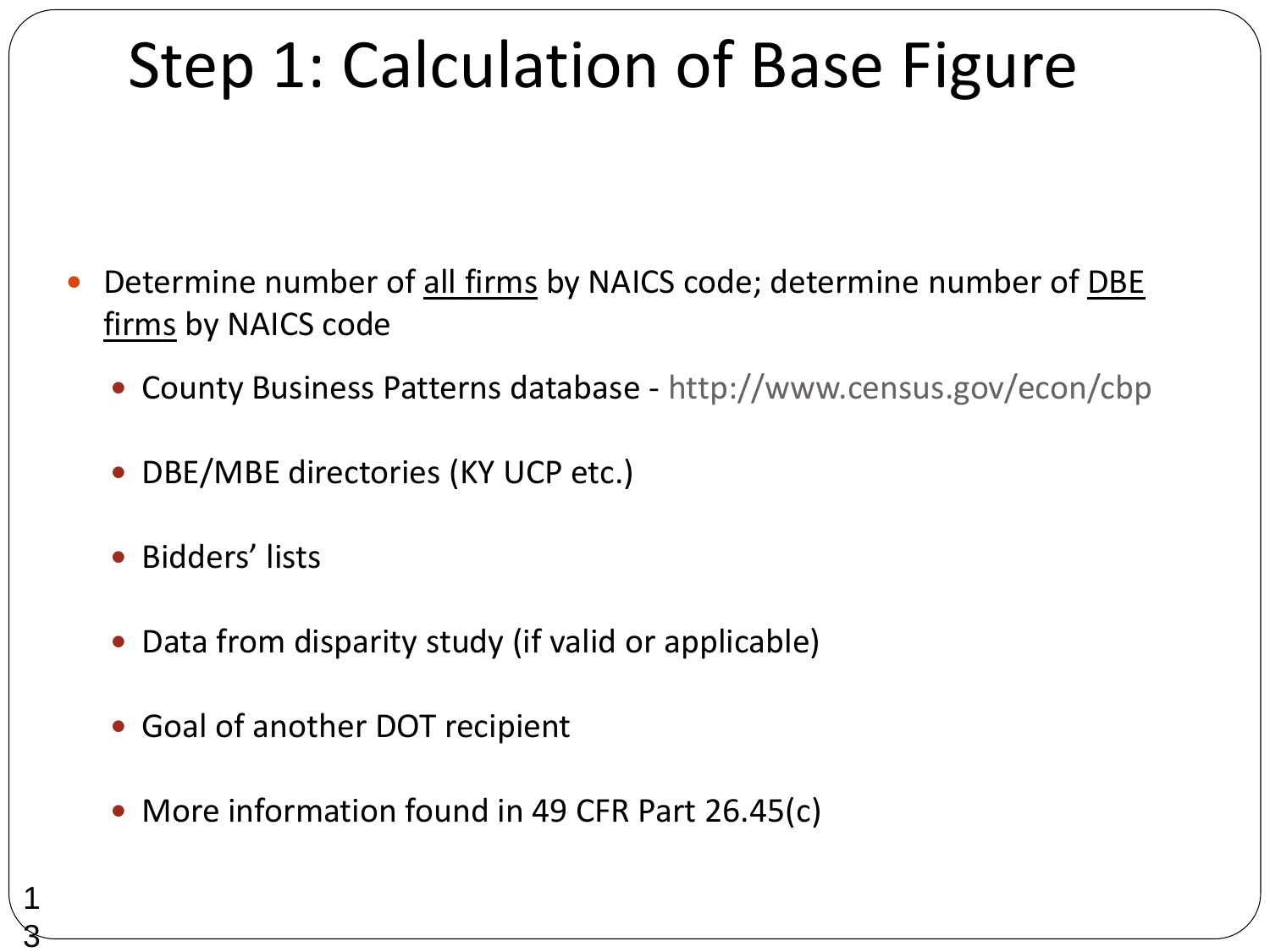# Step 1: Calculation of Base Figure

- Determine number of <u>all firms</u> by NAICS code; determine number of <u>DBE firms</u> by NAICS code
  - County Business Patterns database - http://www.census.gov/econ/cbp
  - DBE/MBE directories (KY UCP etc.)
  - Bidders' lists
  - Data from disparity study (if valid or applicable)
  - Goal of another DOT recipient
  - More information found in 49 CFR Part 26.45(c)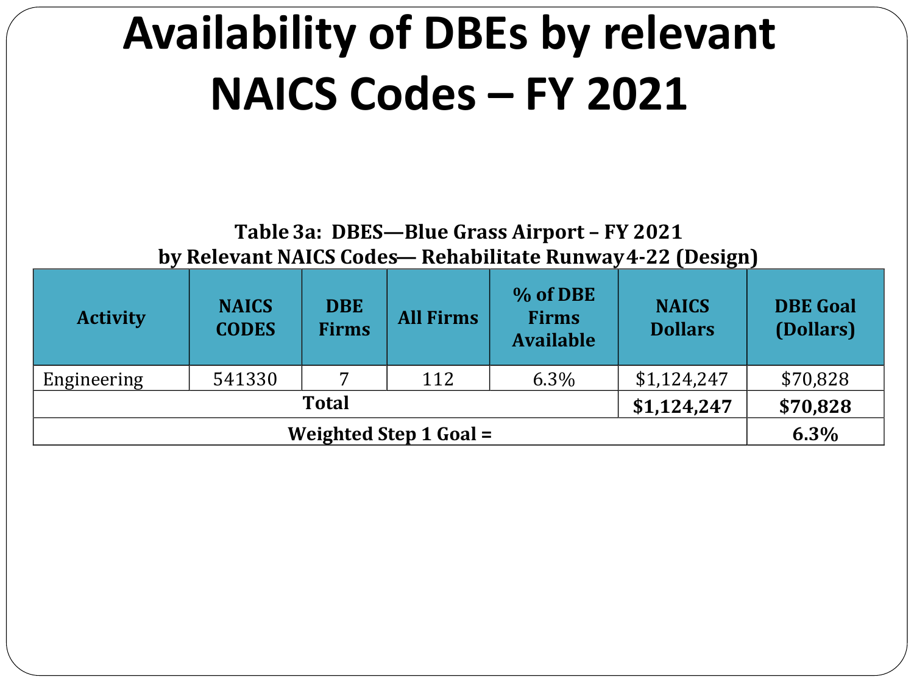# Availability of DBEs by relevant NAICS Codes – FY 2021

**Table 3a: DBES—Blue Grass Airport – FY 2021**
**by Relevant NAICS Codes— Rehabilitate Runway 4-22 (Design)**

| Activity | NAICS CODES | DBE Firms | All Firms | % of DBE Firms Available | NAICS Dollars | DBE Goal (Dollars) |
|---|---|---|---|---|---|---|
| Engineering | 541330 | 7 | 112 | 6.3% | $1,124,247 | $70,828 |
| **Total** | | | | | **$1,124,247** | **$70,828** |
| **Weighted Step 1 Goal =** | | | | | | **6.3%** |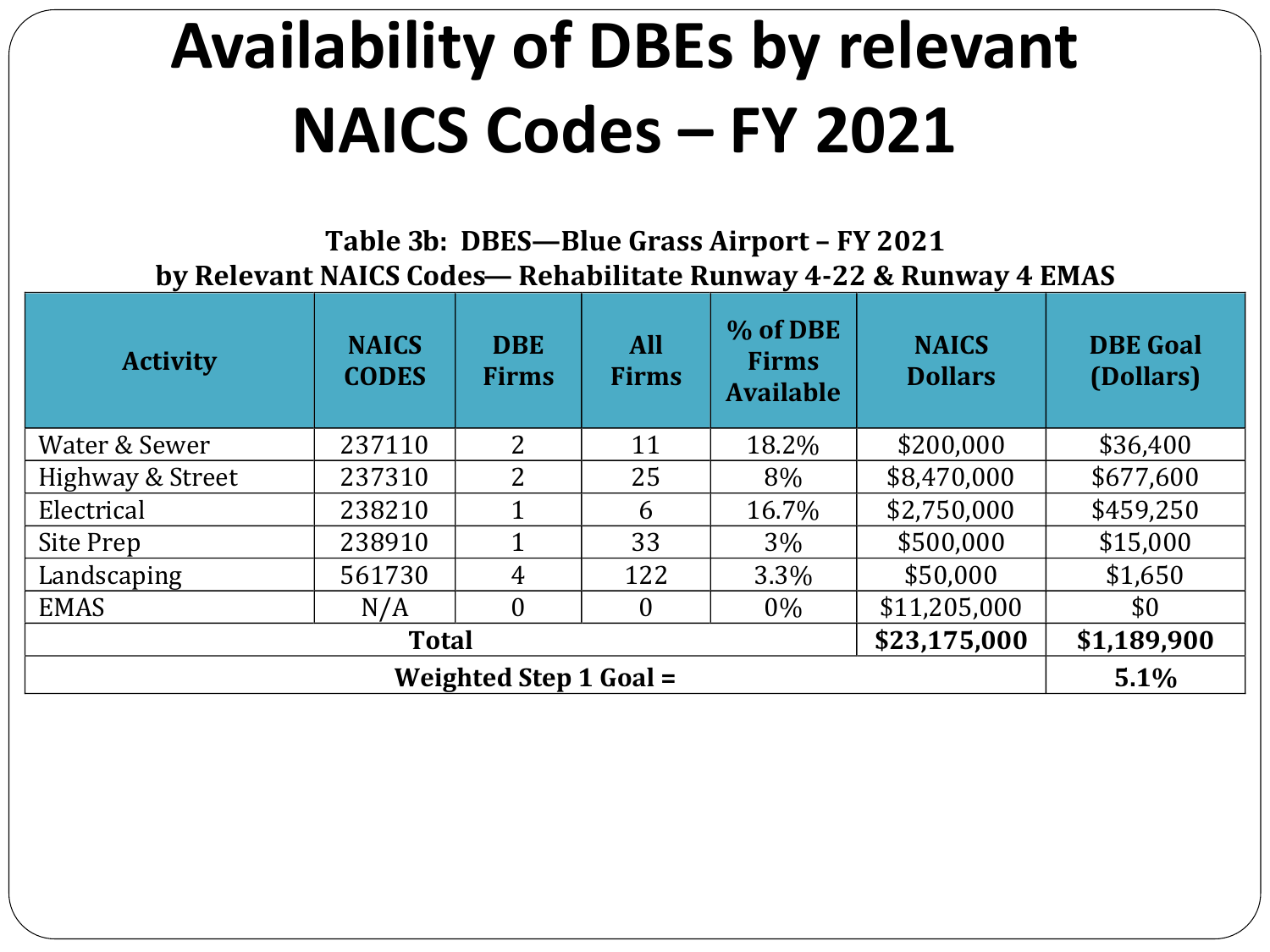# Availability of DBEs by relevant NAICS Codes – FY 2021

**Table 3b: DBES—Blue Grass Airport – FY 2021**
**by Relevant NAICS Codes— Rehabilitate Runway 4-22 & Runway 4 EMAS**

| Activity | NAICS CODES | DBE Firms | All Firms | % of DBE Firms Available | NAICS Dollars | DBE Goal (Dollars) |
|---|---|---|---|---|---|---|
| Water & Sewer | 237110 | 2 | 11 | 18.2% | $200,000 | $36,400 |
| Highway & Street | 237310 | 2 | 25 | 8% | $8,470,000 | $677,600 |
| Electrical | 238210 | 1 | 6 | 16.7% | $2,750,000 | $459,250 |
| Site Prep | 238910 | 1 | 33 | 3% | $500,000 | $15,000 |
| Landscaping | 561730 | 4 | 122 | 3.3% | $50,000 | $1,650 |
| EMAS | N/A | 0 | 0 | 0% | $11,205,000 | $0 |
| **Total** | | | | | **$23,175,000** | **$1,189,900** |
| **Weighted Step 1 Goal =** | | | | | | **5.1%** |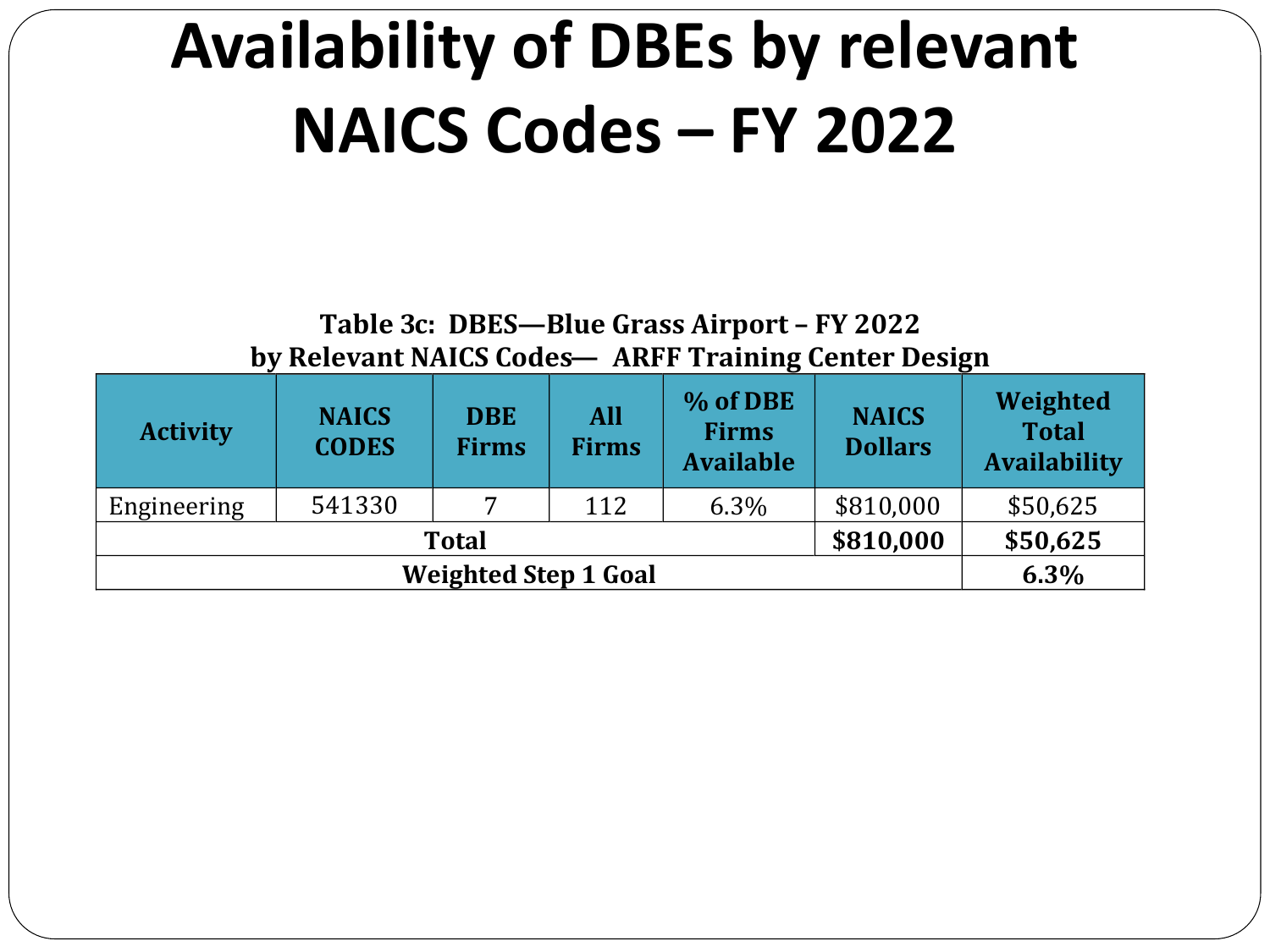# Availability of DBEs by relevant NAICS Codes – FY 2022

**Table 3c: DBES—Blue Grass Airport – FY 2022**
**by Relevant NAICS Codes— ARFF Training Center Design**

| Activity | NAICS CODES | DBE Firms | All Firms | % of DBE Firms Available | NAICS Dollars | Weighted Total Availability |
|---|---|---|---|---|---|---|
| Engineering | 541330 | 7 | 112 | 6.3% | $810,000 | $50,625 |
| **Total** | | | | | **$810,000** | **$50,625** |
| **Weighted Step 1 Goal** | | | | | | **6.3%** |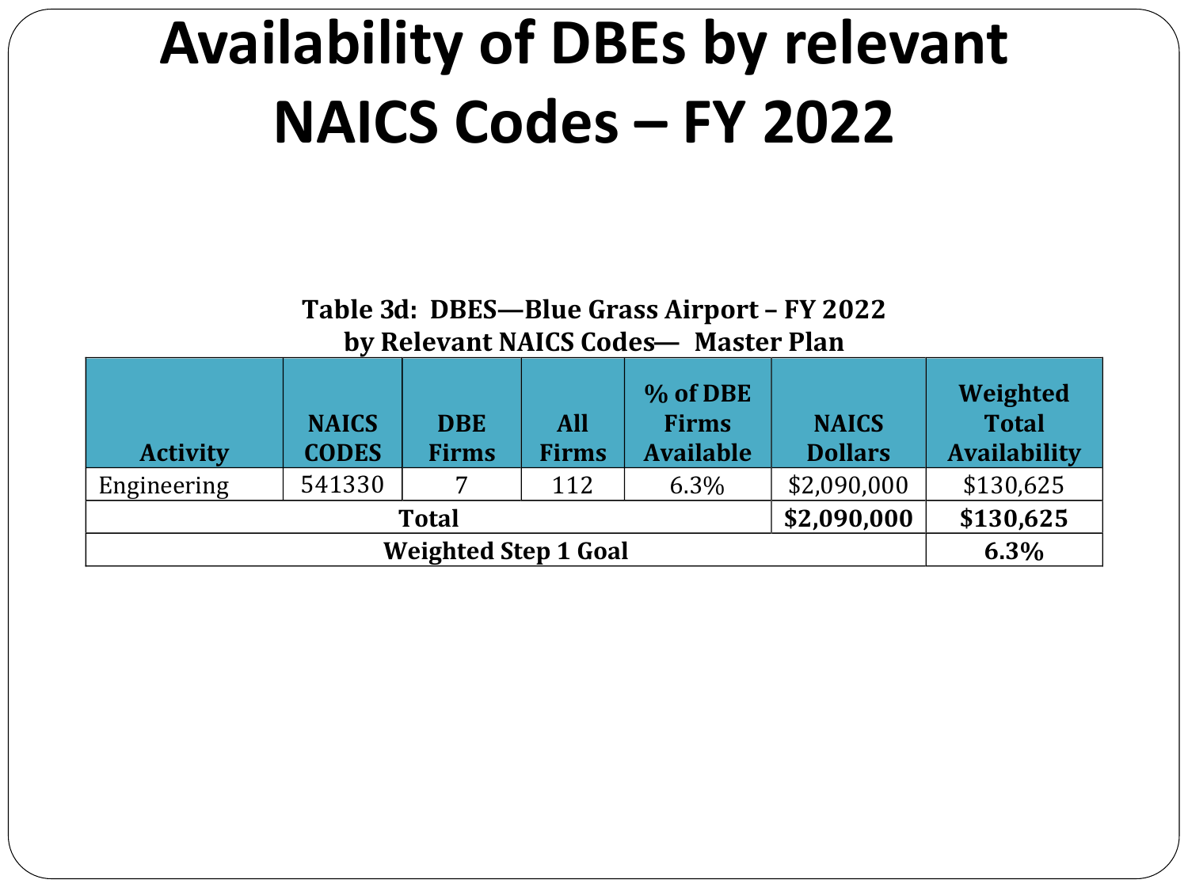# Availability of DBEs by relevant NAICS Codes – FY 2022

**Table 3d: DBES—Blue Grass Airport – FY 2022 by Relevant NAICS Codes— Master Plan**

| Activity | NAICS CODES | DBE Firms | All Firms | % of DBE Firms Available | NAICS Dollars | Weighted Total Availability |
|---|---|---|---|---|---|---|
| Engineering | 541330 | 7 | 112 | 6.3% | $2,090,000 | $130,625 |
| **Total** | | | | | **$2,090,000** | **$130,625** |
| **Weighted Step 1 Goal** | | | | | | **6.3%** |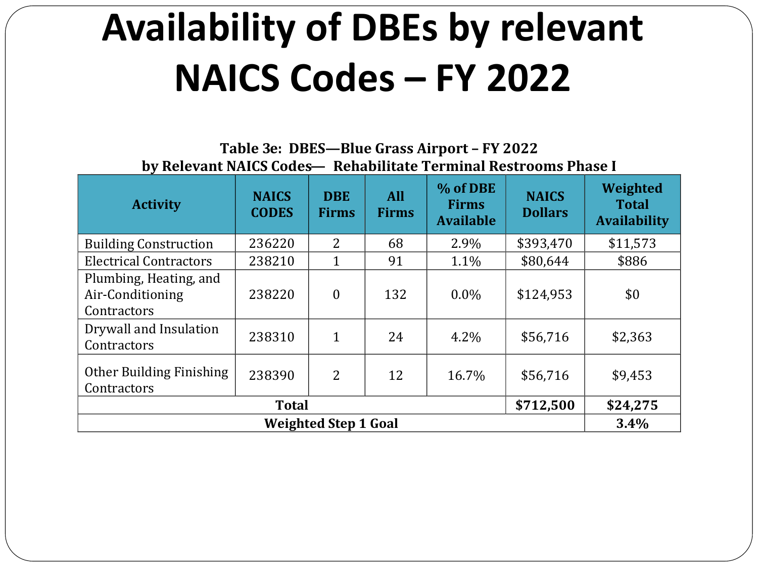# Availability of DBEs by relevant NAICS Codes – FY 2022

**Table 3e: DBES—Blue Grass Airport – FY 2022**
**by Relevant NAICS Codes— Rehabilitate Terminal Restrooms Phase I**

| Activity | NAICS CODES | DBE Firms | All Firms | % of DBE Firms Available | NAICS Dollars | Weighted Total Availability |
|---|---|---|---|---|---|---|
| Building Construction | 236220 | 2 | 68 | 2.9% | $393,470 | $11,573 |
| Electrical Contractors | 238210 | 1 | 91 | 1.1% | $80,644 | $886 |
| Plumbing, Heating, and Air-Conditioning Contractors | 238220 | 0 | 132 | 0.0% | $124,953 | $0 |
| Drywall and Insulation Contractors | 238310 | 1 | 24 | 4.2% | $56,716 | $2,363 |
| Other Building Finishing Contractors | 238390 | 2 | 12 | 16.7% | $56,716 | $9,453 |
| **Total** | | | | | **$712,500** | **$24,275** |
| **Weighted Step 1 Goal** | | | | | | **3.4%** |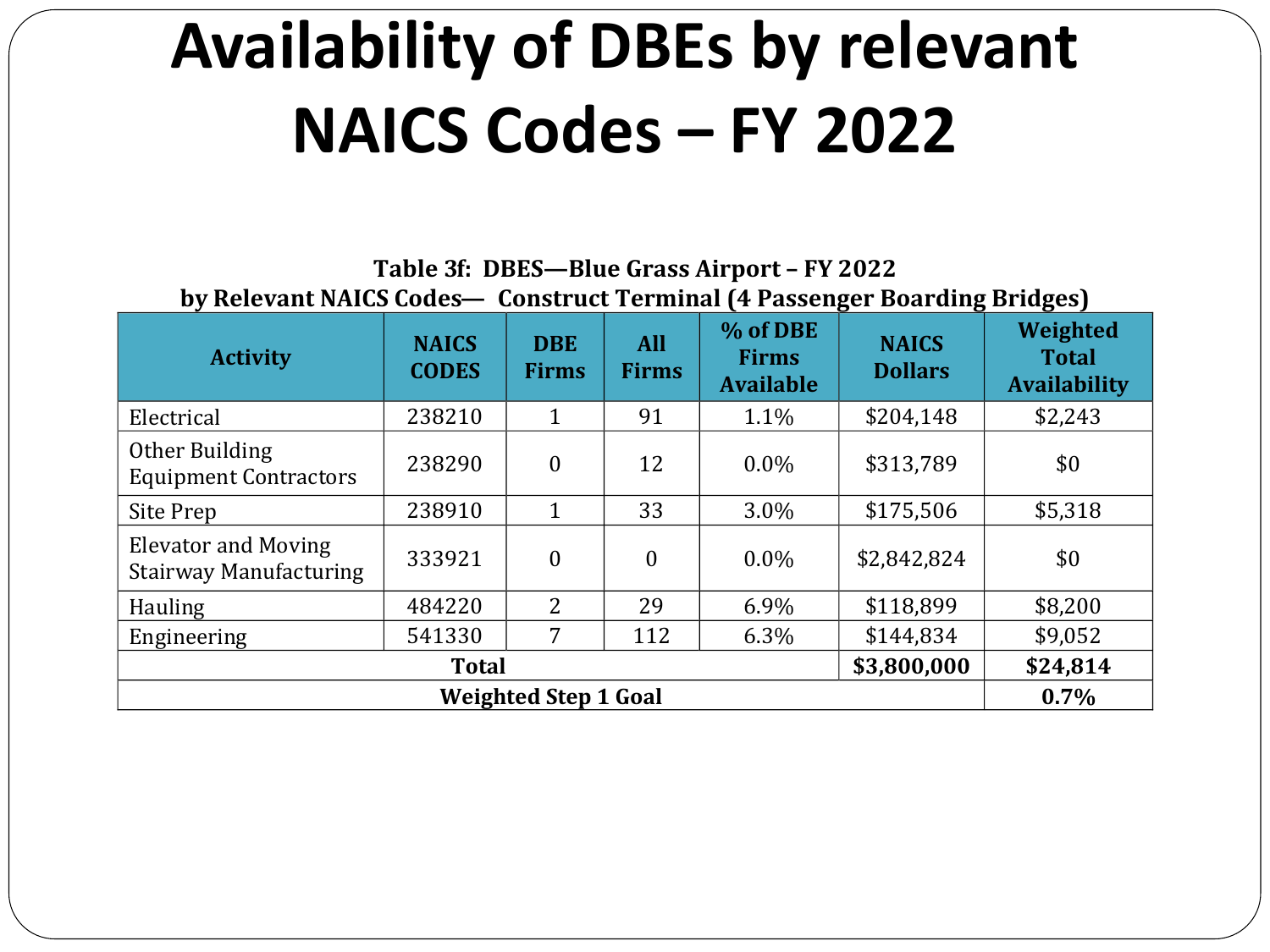# Availability of DBEs by relevant NAICS Codes – FY 2022

**Table 3f: DBES—Blue Grass Airport – FY 2022**
**by Relevant NAICS Codes— Construct Terminal (4 Passenger Boarding Bridges)**

| Activity | NAICS CODES | DBE Firms | All Firms | % of DBE Firms Available | NAICS Dollars | Weighted Total Availability |
|---|---|---|---|---|---|---|
| Electrical | 238210 | 1 | 91 | 1.1% | $204,148 | $2,243 |
| Other Building Equipment Contractors | 238290 | 0 | 12 | 0.0% | $313,789 | $0 |
| Site Prep | 238910 | 1 | 33 | 3.0% | $175,506 | $5,318 |
| Elevator and Moving Stairway Manufacturing | 333921 | 0 | 0 | 0.0% | $2,842,824 | $0 |
| Hauling | 484220 | 2 | 29 | 6.9% | $118,899 | $8,200 |
| Engineering | 541330 | 7 | 112 | 6.3% | $144,834 | $9,052 |
| **Total** | | | | | **$3,800,000** | **$24,814** |
| **Weighted Step 1 Goal** | | | | | | **0.7%** |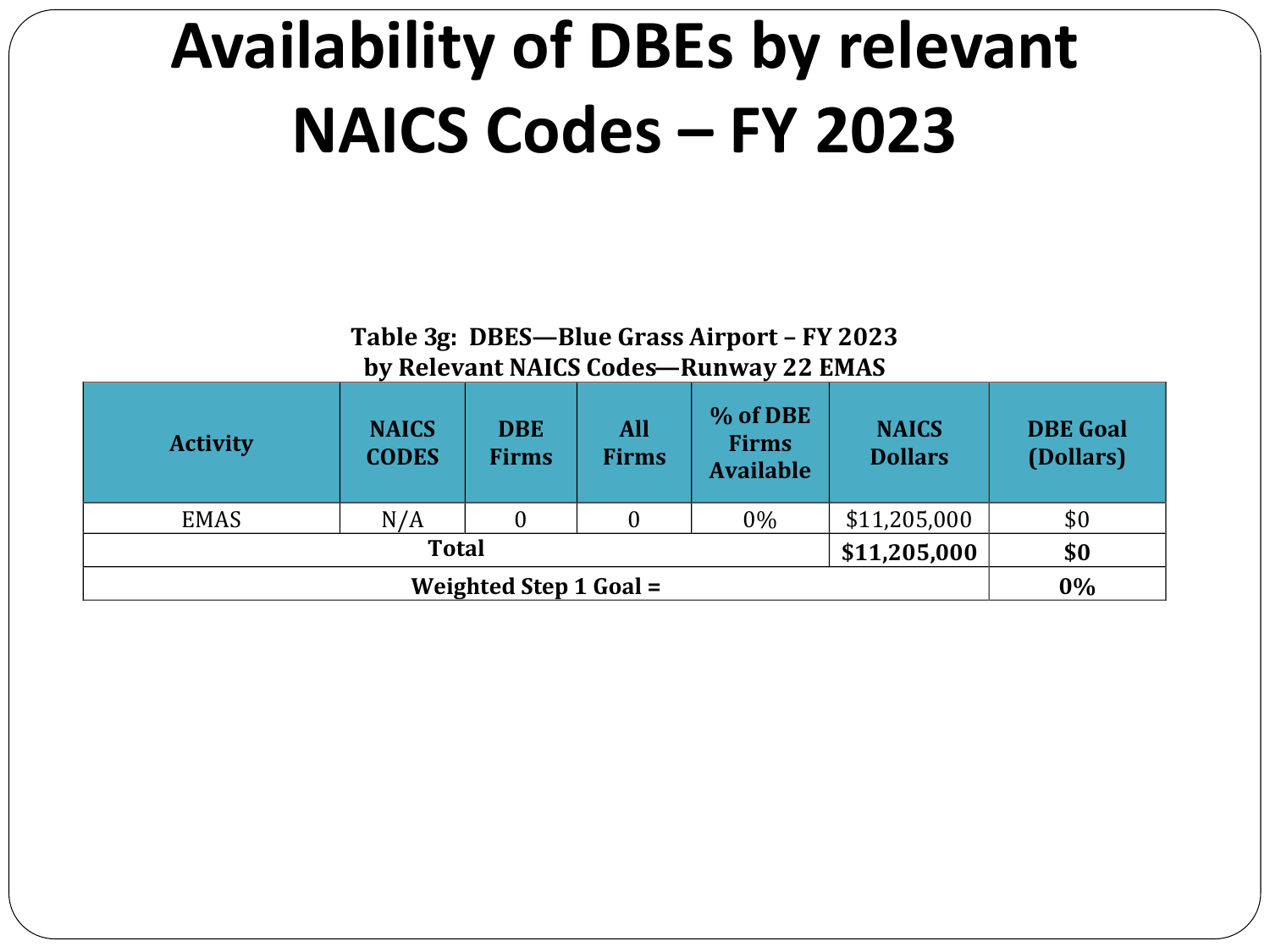# Availability of DBEs by relevant NAICS Codes – FY 2023

**Table 3g: DBES—Blue Grass Airport – FY 2023**
**by Relevant NAICS Codes—Runway 22 EMAS**

| Activity | NAICS CODES | DBE Firms | All Firms | % of DBE Firms Available | NAICS Dollars | DBE Goal (Dollars) |
|---|---|---|---|---|---|---|
| EMAS | N/A | 0 | 0 | 0% | $11,205,000 | $0 |
| **Total** | | | | | **$11,205,000** | **$0** |
| **Weighted Step 1 Goal =** | | | | | | **0%** |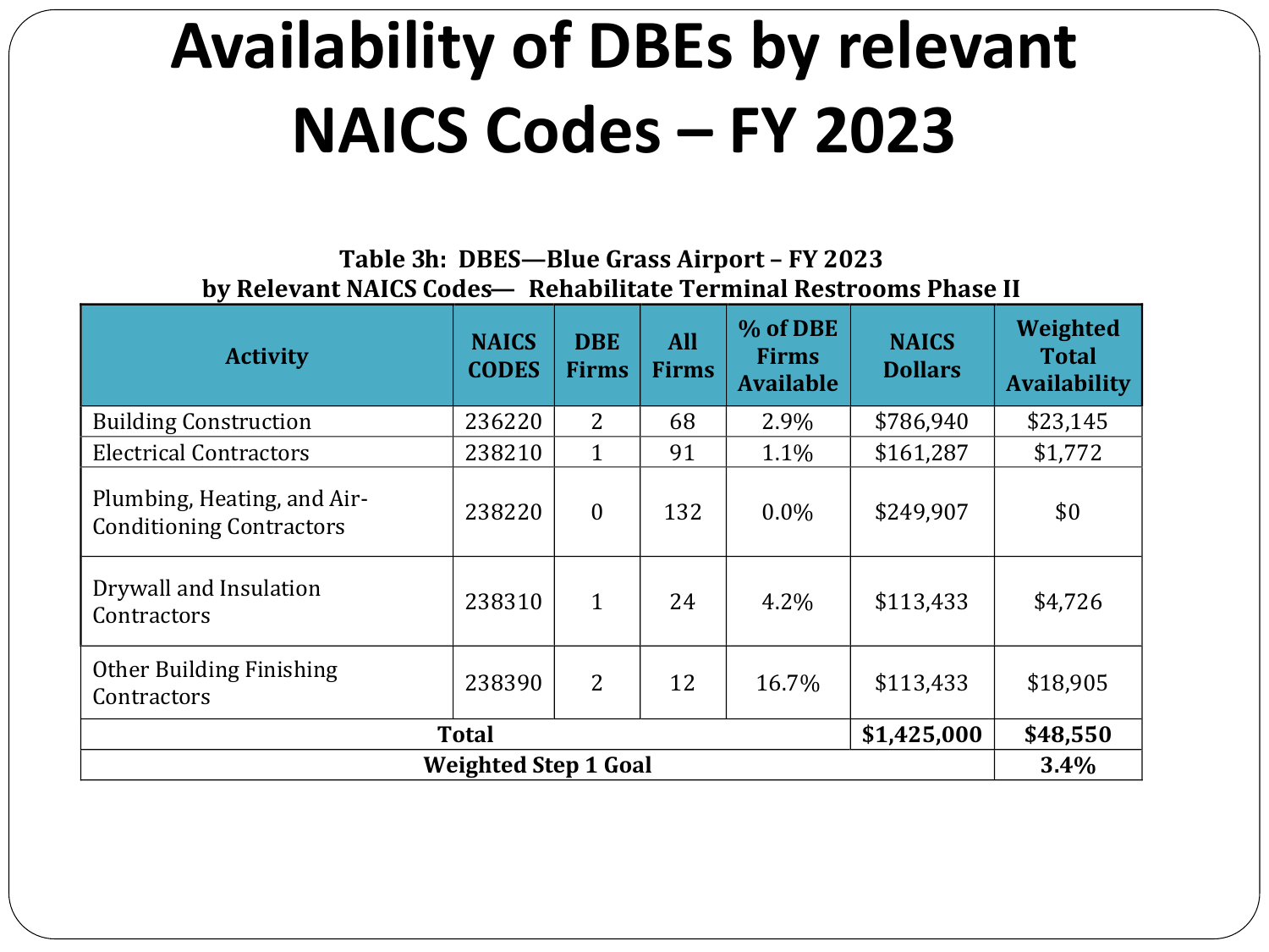# Availability of DBEs by relevant NAICS Codes – FY 2023

**Table 3h: DBES—Blue Grass Airport – FY 2023**
**by Relevant NAICS Codes— Rehabilitate Terminal Restrooms Phase II**

| Activity | NAICS CODES | DBE Firms | All Firms | % of DBE Firms Available | NAICS Dollars | Weighted Total Availability |
|---|---|---|---|---|---|---|
| Building Construction | 236220 | 2 | 68 | 2.9% | $786,940 | $23,145 |
| Electrical Contractors | 238210 | 1 | 91 | 1.1% | $161,287 | $1,772 |
| Plumbing, Heating, and Air-Conditioning Contractors | 238220 | 0 | 132 | 0.0% | $249,907 | $0 |
| Drywall and Insulation Contractors | 238310 | 1 | 24 | 4.2% | $113,433 | $4,726 |
| Other Building Finishing Contractors | 238390 | 2 | 12 | 16.7% | $113,433 | $18,905 |
| **Total** | | | | | **$1,425,000** | **$48,550** |
| **Weighted Step 1 Goal** | | | | | | **3.4%** |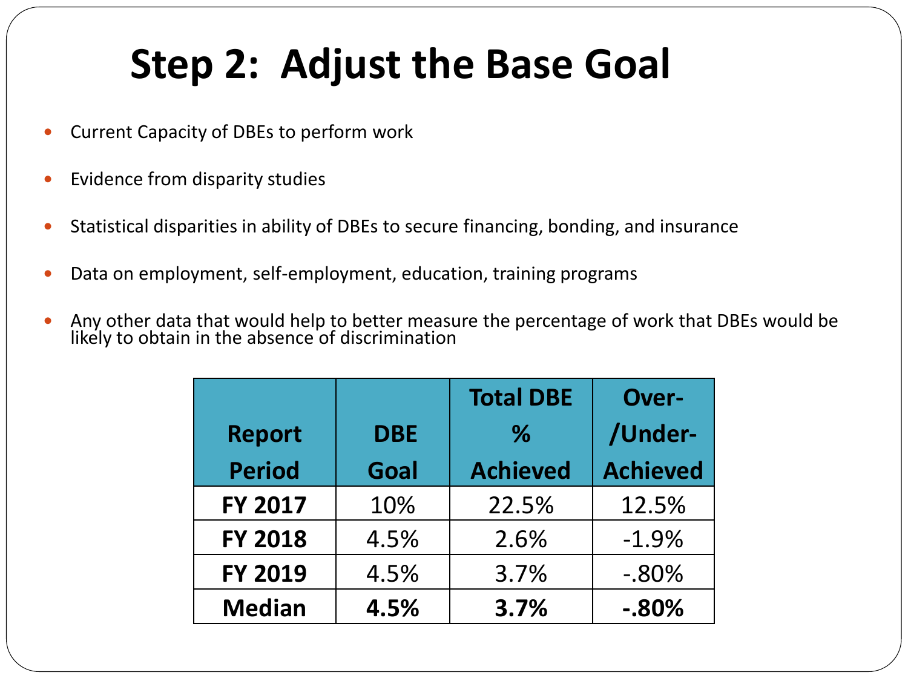# Step 2: Adjust the Base Goal

- Current Capacity of DBEs to perform work
- Evidence from disparity studies
- Statistical disparities in ability of DBEs to secure financing, bonding, and insurance
- Data on employment, self-employment, education, training programs
- Any other data that would help to better measure the percentage of work that DBEs would be likely to obtain in the absence of discrimination

| Report Period | DBE Goal | Total DBE % Achieved | Over-/Under-Achieved |
|---|---|---|---|
| **FY 2017** | 10% | 22.5% | 12.5% |
| **FY 2018** | 4.5% | 2.6% | -1.9% |
| **FY 2019** | 4.5% | 3.7% | -.80% |
| **Median** | **4.5%** | **3.7%** | **-.80%** |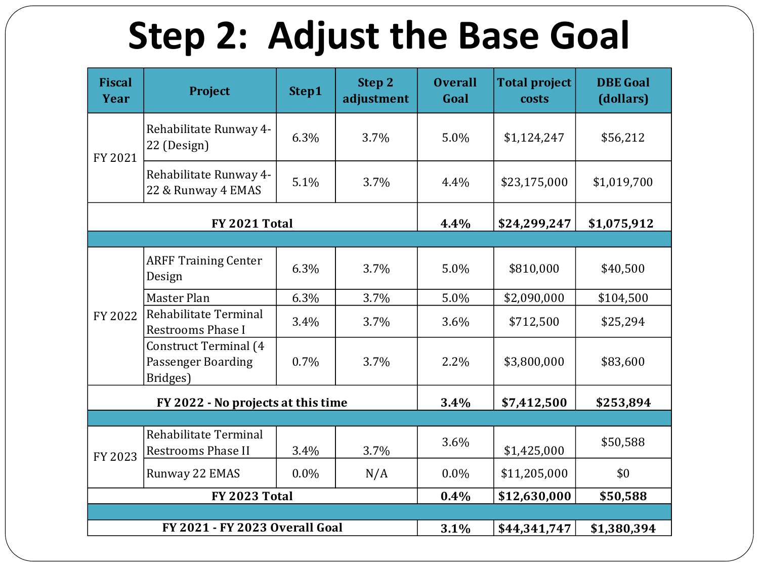# Step 2: Adjust the Base Goal

| Fiscal Year | Project | Step1 | Step 2 adjustment | Overall Goal | Total project costs | DBE Goal (dollars) |
|---|---|---|---|---|---|---|
| FY 2021 | Rehabilitate Runway 4-22 (Design) | 6.3% | 3.7% | 5.0% | $1,124,247 | $56,212 |
| | Rehabilitate Runway 4-22 & Runway 4 EMAS | 5.1% | 3.7% | 4.4% | $23,175,000 | $1,019,700 |
| **FY 2021 Total** | | | | **4.4%** | **$24,299,247** | **$1,075,912** |
| | | | | | | |
| FY 2022 | ARFF Training Center Design | 6.3% | 3.7% | 5.0% | $810,000 | $40,500 |
| | Master Plan | 6.3% | 3.7% | 5.0% | $2,090,000 | $104,500 |
| | Rehabilitate Terminal Restrooms Phase I | 3.4% | 3.7% | 3.6% | $712,500 | $25,294 |
| | Construct Terminal (4 Passenger Boarding Bridges) | 0.7% | 3.7% | 2.2% | $3,800,000 | $83,600 |
| **FY 2022 - No projects at this time** | | | | **3.4%** | **$7,412,500** | **$253,894** |
| | | | | | | |
| FY 2023 | Rehabilitate Terminal Restrooms Phase II | 3.4% | 3.7% | 3.6% | $1,425,000 | $50,588 |
| | Runway 22 EMAS | 0.0% | N/A | 0.0% | $11,205,000 | $0 |
| **FY 2023 Total** | | | | **0.4%** | **$12,630,000** | **$50,588** |
| | | | | | | |
| **FY 2021 - FY 2023 Overall Goal** | | | | **3.1%** | **$44,341,747** | **$1,380,394** |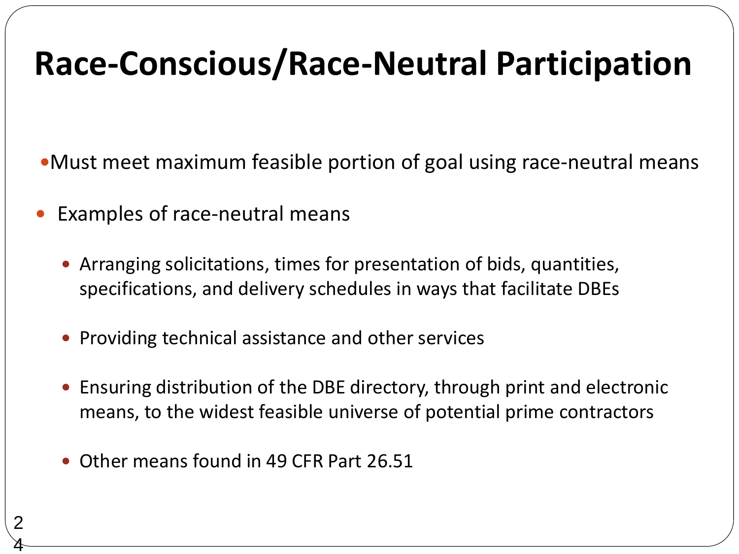# Race-Conscious/Race-Neutral Participation

- Must meet maximum feasible portion of goal using race-neutral means
- Examples of race-neutral means
  - Arranging solicitations, times for presentation of bids, quantities, specifications, and delivery schedules in ways that facilitate DBEs
  - Providing technical assistance and other services
  - Ensuring distribution of the DBE directory, through print and electronic means, to the widest feasible universe of potential prime contractors
  - Other means found in 49 CFR Part 26.51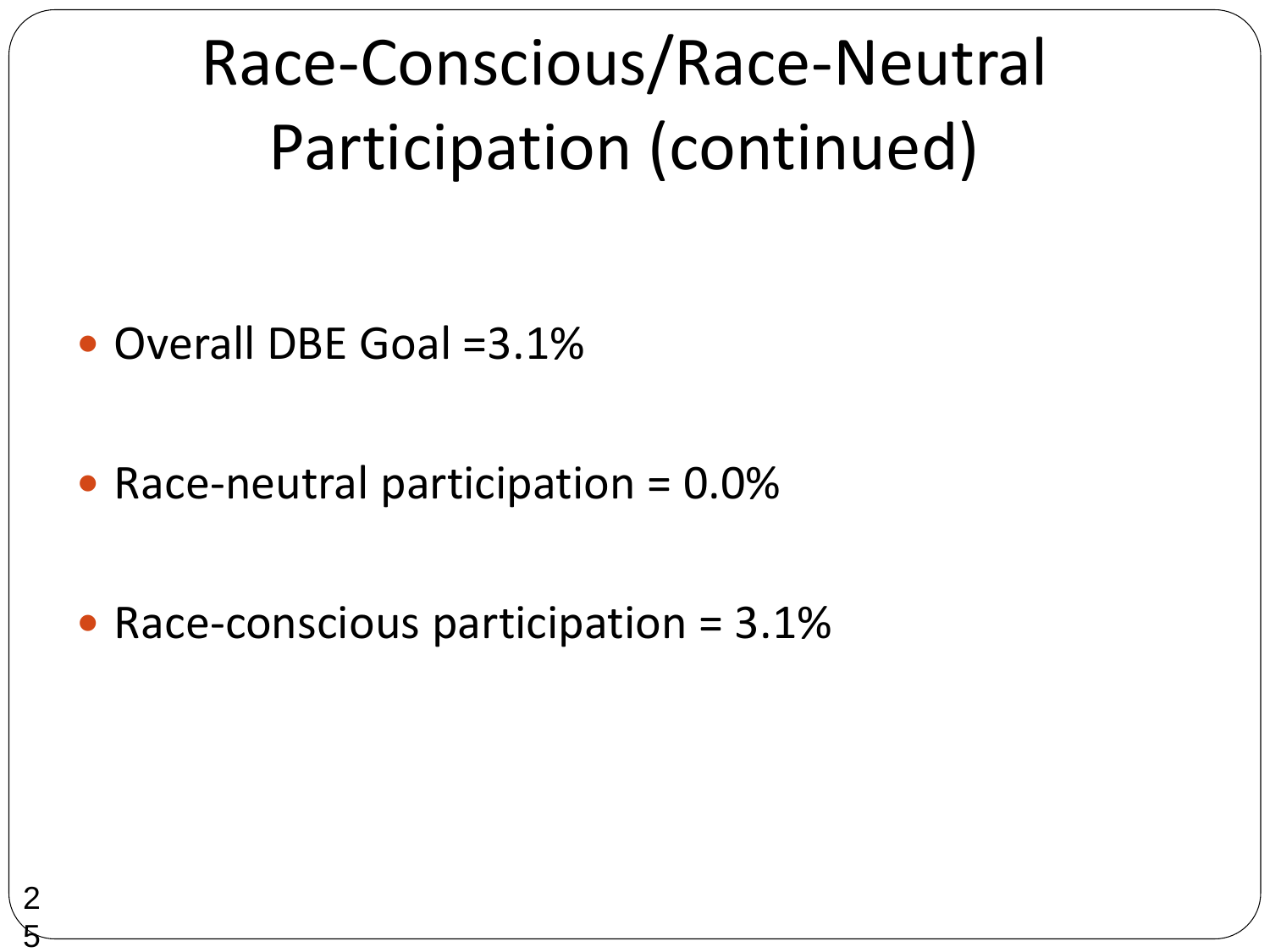# Race-Conscious/Race-Neutral Participation (continued)

- Overall DBE Goal =3.1%
- Race-neutral participation = 0.0%
- Race-conscious participation = 3.1%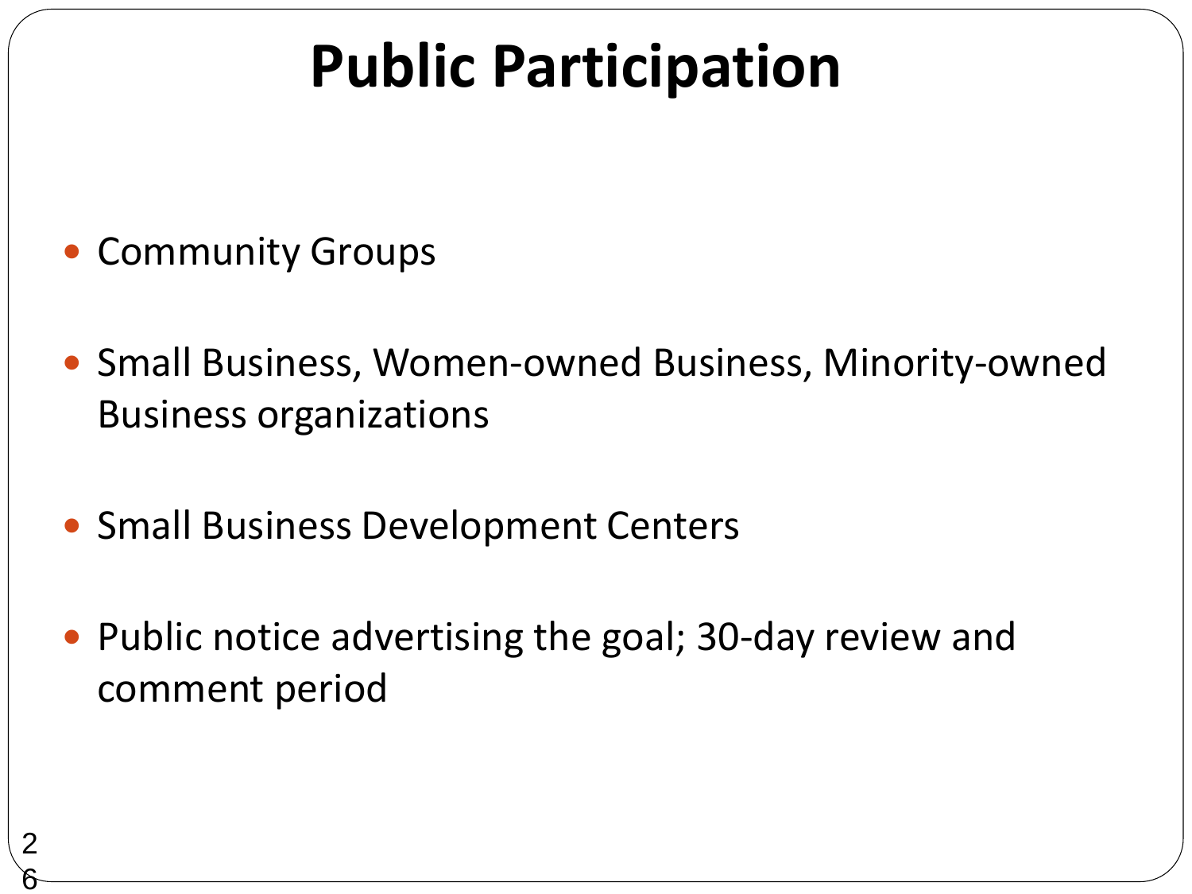# Public Participation

- Community Groups
- Small Business, Women-owned Business, Minority-owned Business organizations
- Small Business Development Centers
- Public notice advertising the goal; 30-day review and comment period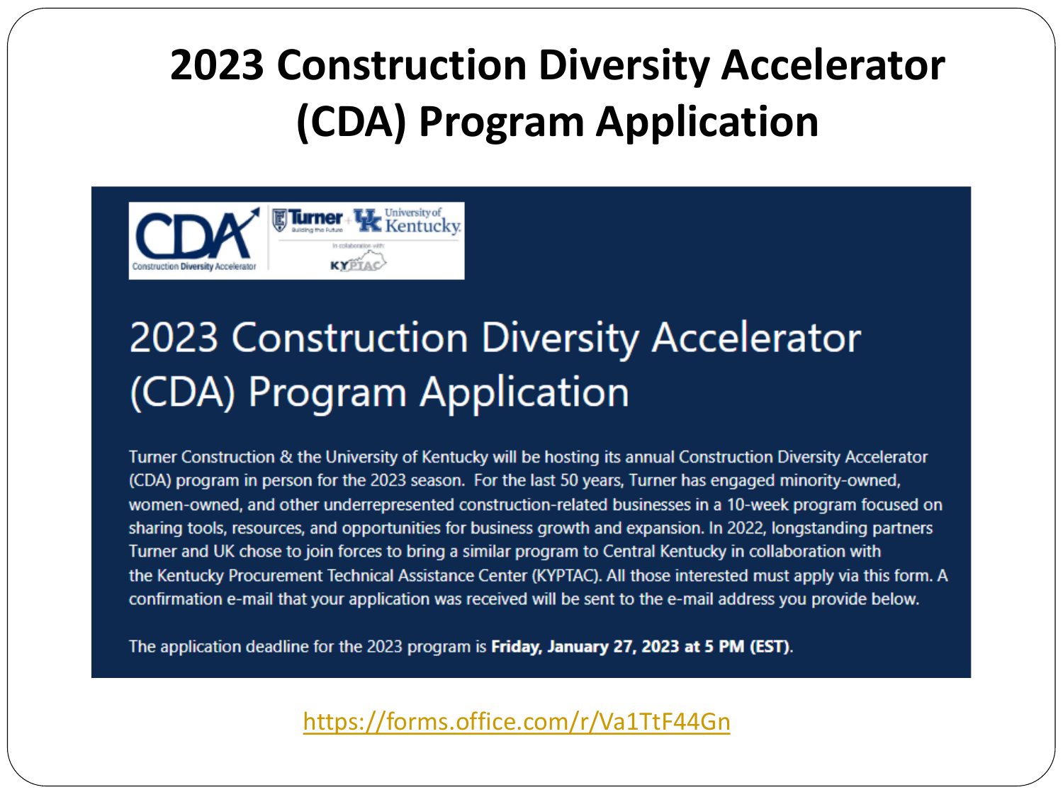# 2023 Construction Diversity Accelerator (CDA) Program Application

CDA Construction Diversity Accelerator | Turner Building the Future + UK University of Kentucky | In collaboration with: KYPTAC

## 2023 Construction Diversity Accelerator (CDA) Program Application

Turner Construction & the University of Kentucky will be hosting its annual Construction Diversity Accelerator (CDA) program in person for the 2023 season. For the last 50 years, Turner has engaged minority-owned, women-owned, and other underrepresented construction-related businesses in a 10-week program focused on sharing tools, resources, and opportunities for business growth and expansion. In 2022, longstanding partners Turner and UK chose to join forces to bring a similar program to Central Kentucky in collaboration with the Kentucky Procurement Technical Assistance Center (KYPTAC). All those interested must apply via this form. A confirmation e-mail that your application was received will be sent to the e-mail address you provide below.

The application deadline for the 2023 program is **Friday, January 27, 2023 at 5 PM (EST)**.

https://forms.office.com/r/Va1TtF44Gn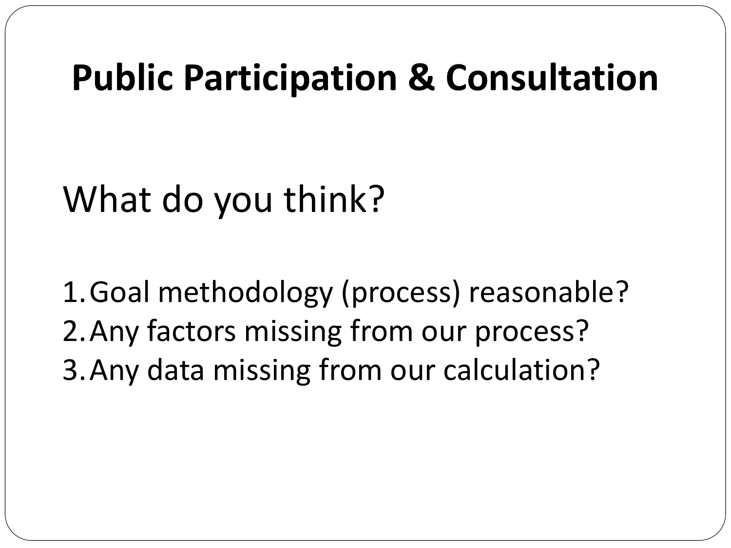# Public Participation & Consultation

What do you think?

1. Goal methodology (process) reasonable?
2. Any factors missing from our process?
3. Any data missing from our calculation?